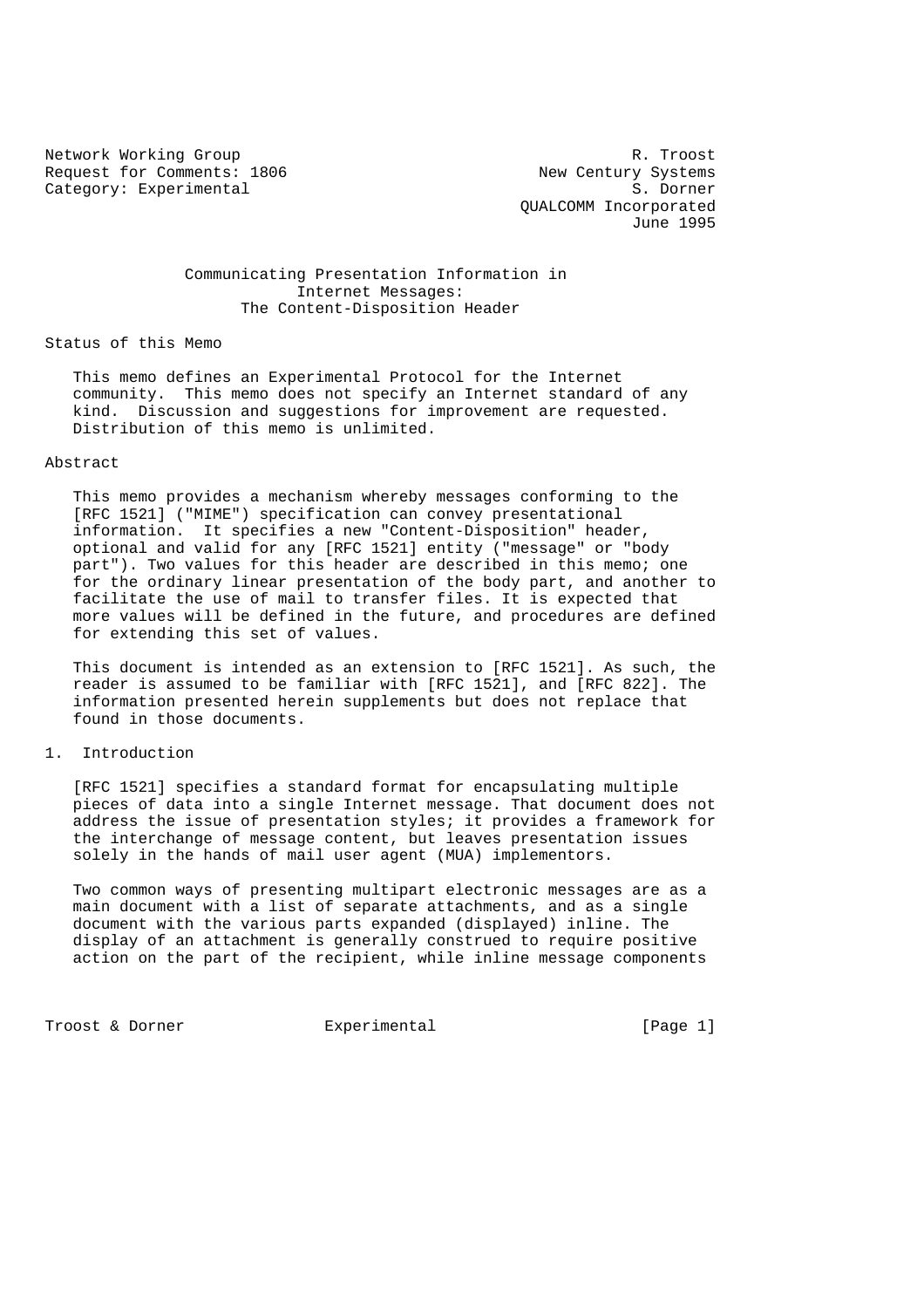Network Working Group — R. Troost, New Century Systems
Request for Comments: 1806 — S. Dorner, QUALCOMM Incorporated
Category: Experimental — June 1995

# Communicating Presentation Information in Internet Messages: The Content-Disposition Header

## Status of this Memo

This memo defines an Experimental Protocol for the Internet community. This memo does not specify an Internet standard of any kind. Discussion and suggestions for improvement are requested. Distribution of this memo is unlimited.

## Abstract

This memo provides a mechanism whereby messages conforming to the [RFC 1521] ("MIME") specification can convey presentational information. It specifies a new "Content-Disposition" header, optional and valid for any [RFC 1521] entity ("message" or "body part"). Two values for this header are described in this memo; one for the ordinary linear presentation of the body part, and another to facilitate the use of mail to transfer files. It is expected that more values will be defined in the future, and procedures are defined for extending this set of values.

This document is intended as an extension to [RFC 1521]. As such, the reader is assumed to be familiar with [RFC 1521], and [RFC 822]. The information presented herein supplements but does not replace that found in those documents.

## 1. Introduction

[RFC 1521] specifies a standard format for encapsulating multiple pieces of data into a single Internet message. That document does not address the issue of presentation styles; it provides a framework for the interchange of message content, but leaves presentation issues solely in the hands of mail user agent (MUA) implementors.

Two common ways of presenting multipart electronic messages are as a main document with a list of separate attachments, and as a single document with the various parts expanded (displayed) inline. The display of an attachment is generally construed to require positive action on the part of the recipient, while inline message components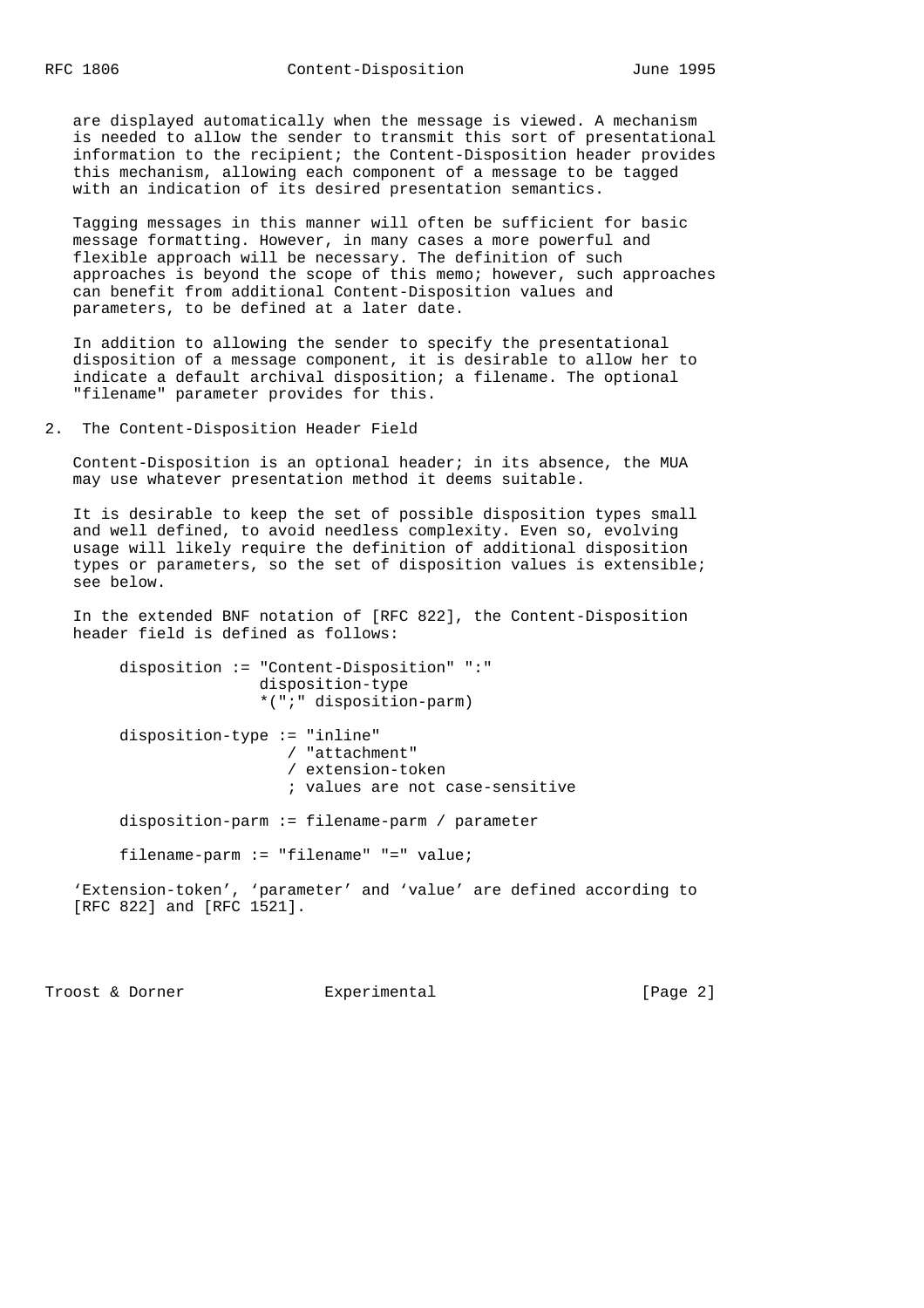are displayed automatically when the message is viewed. A mechanism is needed to allow the sender to transmit this sort of presentational information to the recipient; the Content-Disposition header provides this mechanism, allowing each component of a message to be tagged with an indication of its desired presentation semantics.

Tagging messages in this manner will often be sufficient for basic message formatting. However, in many cases a more powerful and flexible approach will be necessary. The definition of such approaches is beyond the scope of this memo; however, such approaches can benefit from additional Content-Disposition values and parameters, to be defined at a later date.

In addition to allowing the sender to specify the presentational disposition of a message component, it is desirable to allow her to indicate a default archival disposition; a filename. The optional "filename" parameter provides for this.

## 2. The Content-Disposition Header Field

Content-Disposition is an optional header; in its absence, the MUA may use whatever presentation method it deems suitable.

It is desirable to keep the set of possible disposition types small and well defined, to avoid needless complexity. Even so, evolving usage will likely require the definition of additional disposition types or parameters, so the set of disposition values is extensible; see below.

In the extended BNF notation of [RFC 822], the Content-Disposition header field is defined as follows:

```
disposition := "Content-Disposition" ":"
               disposition-type
               *(";" disposition-parm)

disposition-type := "inline"
                  / "attachment"
                  / extension-token
                  ; values are not case-sensitive

disposition-parm := filename-parm / parameter

filename-parm := "filename" "=" value;
```

'Extension-token', 'parameter' and 'value' are defined according to [RFC 822] and [RFC 1521].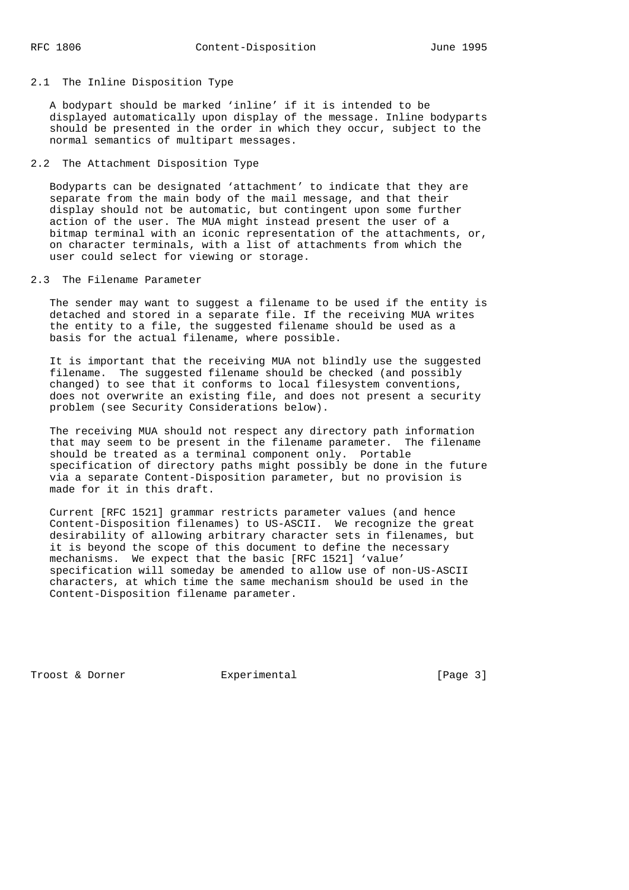## 2.1 The Inline Disposition Type

A bodypart should be marked 'inline' if it is intended to be displayed automatically upon display of the message. Inline bodyparts should be presented in the order in which they occur, subject to the normal semantics of multipart messages.

## 2.2 The Attachment Disposition Type

Bodyparts can be designated 'attachment' to indicate that they are separate from the main body of the mail message, and that their display should not be automatic, but contingent upon some further action of the user. The MUA might instead present the user of a bitmap terminal with an iconic representation of the attachments, or, on character terminals, with a list of attachments from which the user could select for viewing or storage.

## 2.3 The Filename Parameter

The sender may want to suggest a filename to be used if the entity is detached and stored in a separate file. If the receiving MUA writes the entity to a file, the suggested filename should be used as a basis for the actual filename, where possible.

It is important that the receiving MUA not blindly use the suggested filename. The suggested filename should be checked (and possibly changed) to see that it conforms to local filesystem conventions, does not overwrite an existing file, and does not present a security problem (see Security Considerations below).

The receiving MUA should not respect any directory path information that may seem to be present in the filename parameter. The filename should be treated as a terminal component only. Portable specification of directory paths might possibly be done in the future via a separate Content-Disposition parameter, but no provision is made for it in this draft.

Current [RFC 1521] grammar restricts parameter values (and hence Content-Disposition filenames) to US-ASCII. We recognize the great desirability of allowing arbitrary character sets in filenames, but it is beyond the scope of this document to define the necessary mechanisms. We expect that the basic [RFC 1521] 'value' specification will someday be amended to allow use of non-US-ASCII characters, at which time the same mechanism should be used in the Content-Disposition filename parameter.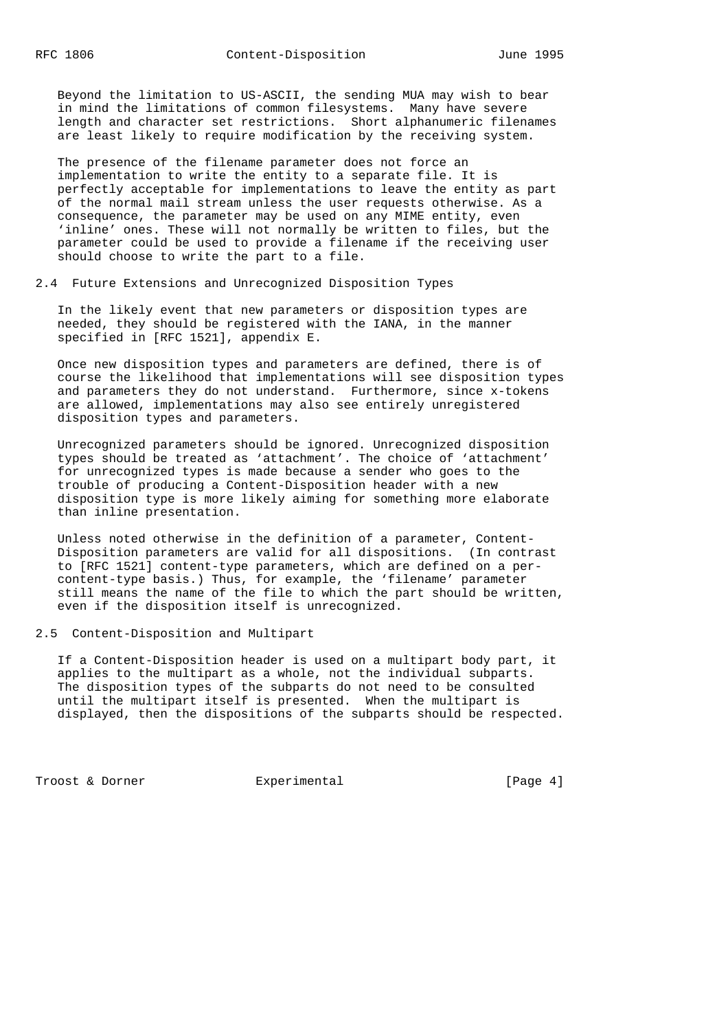Beyond the limitation to US-ASCII, the sending MUA may wish to bear in mind the limitations of common filesystems. Many have severe length and character set restrictions. Short alphanumeric filenames are least likely to require modification by the receiving system.

The presence of the filename parameter does not force an implementation to write the entity to a separate file. It is perfectly acceptable for implementations to leave the entity as part of the normal mail stream unless the user requests otherwise. As a consequence, the parameter may be used on any MIME entity, even 'inline' ones. These will not normally be written to files, but the parameter could be used to provide a filename if the receiving user should choose to write the part to a file.

## 2.4 Future Extensions and Unrecognized Disposition Types

In the likely event that new parameters or disposition types are needed, they should be registered with the IANA, in the manner specified in [RFC 1521], appendix E.

Once new disposition types and parameters are defined, there is of course the likelihood that implementations will see disposition types and parameters they do not understand. Furthermore, since x-tokens are allowed, implementations may also see entirely unregistered disposition types and parameters.

Unrecognized parameters should be ignored. Unrecognized disposition types should be treated as 'attachment'. The choice of 'attachment' for unrecognized types is made because a sender who goes to the trouble of producing a Content-Disposition header with a new disposition type is more likely aiming for something more elaborate than inline presentation.

Unless noted otherwise in the definition of a parameter, Content-Disposition parameters are valid for all dispositions. (In contrast to [RFC 1521] content-type parameters, which are defined on a per-content-type basis.) Thus, for example, the 'filename' parameter still means the name of the file to which the part should be written, even if the disposition itself is unrecognized.

## 2.5 Content-Disposition and Multipart

If a Content-Disposition header is used on a multipart body part, it applies to the multipart as a whole, not the individual subparts. The disposition types of the subparts do not need to be consulted until the multipart itself is presented. When the multipart is displayed, then the dispositions of the subparts should be respected.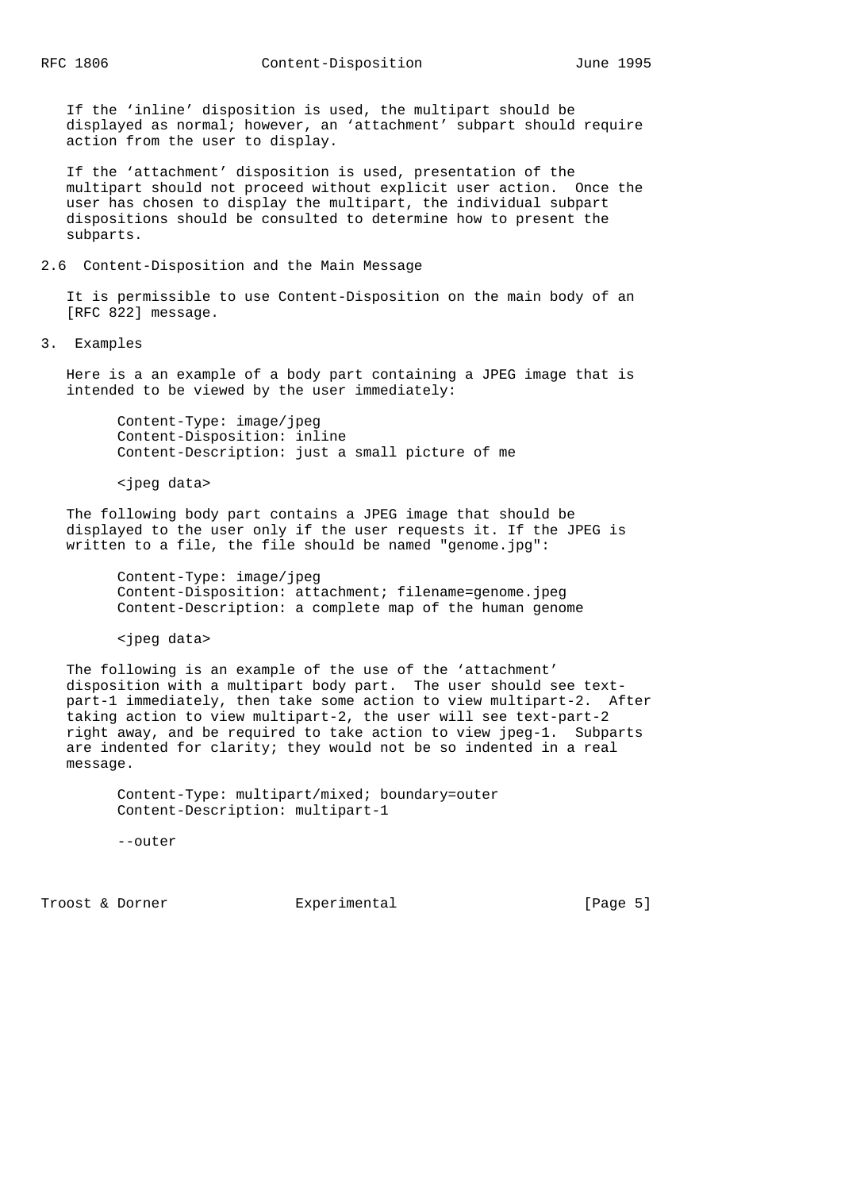If the 'inline' disposition is used, the multipart should be displayed as normal; however, an 'attachment' subpart should require action from the user to display.

If the 'attachment' disposition is used, presentation of the multipart should not proceed without explicit user action. Once the user has chosen to display the multipart, the individual subpart dispositions should be consulted to determine how to present the subparts.

## 2.6 Content-Disposition and the Main Message

It is permissible to use Content-Disposition on the main body of an [RFC 822] message.

# 3. Examples

Here is a an example of a body part containing a JPEG image that is intended to be viewed by the user immediately:

```
Content-Type: image/jpeg
Content-Disposition: inline
Content-Description: just a small picture of me

<jpeg data>
```

The following body part contains a JPEG image that should be displayed to the user only if the user requests it. If the JPEG is written to a file, the file should be named "genome.jpg":

```
Content-Type: image/jpeg
Content-Disposition: attachment; filename=genome.jpeg
Content-Description: a complete map of the human genome

<jpeg data>
```

The following is an example of the use of the 'attachment' disposition with a multipart body part. The user should see text-part-1 immediately, then take some action to view multipart-2. After taking action to view multipart-2, the user will see text-part-2 right away, and be required to take action to view jpeg-1. Subparts are indented for clarity; they would not be so indented in a real message.

```
Content-Type: multipart/mixed; boundary=outer
Content-Description: multipart-1

--outer
```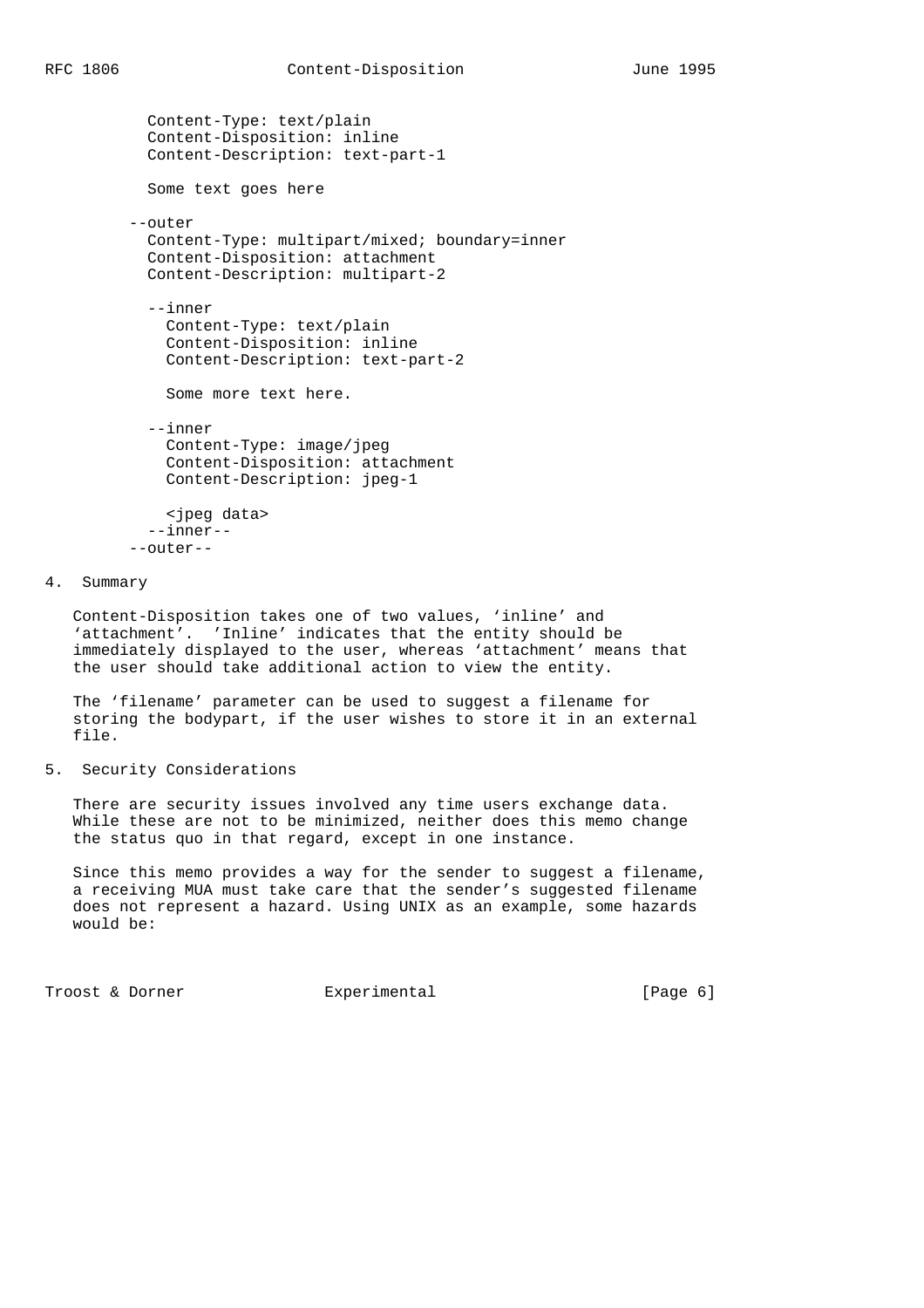```
   Content-Type: text/plain
   Content-Disposition: inline
   Content-Description: text-part-1

   Some text goes here

 --outer
   Content-Type: multipart/mixed; boundary=inner
   Content-Disposition: attachment
   Content-Description: multipart-2

   --inner
     Content-Type: text/plain
     Content-Disposition: inline
     Content-Description: text-part-2

     Some more text here.

   --inner
     Content-Type: image/jpeg
     Content-Disposition: attachment
     Content-Description: jpeg-1

     <jpeg data>
   --inner--
 --outer--
```

## 4. Summary

Content-Disposition takes one of two values, 'inline' and 'attachment'. 'Inline' indicates that the entity should be immediately displayed to the user, whereas 'attachment' means that the user should take additional action to view the entity.

The 'filename' parameter can be used to suggest a filename for storing the bodypart, if the user wishes to store it in an external file.

## 5. Security Considerations

There are security issues involved any time users exchange data. While these are not to be minimized, neither does this memo change the status quo in that regard, except in one instance.

Since this memo provides a way for the sender to suggest a filename, a receiving MUA must take care that the sender's suggested filename does not represent a hazard. Using UNIX as an example, some hazards would be: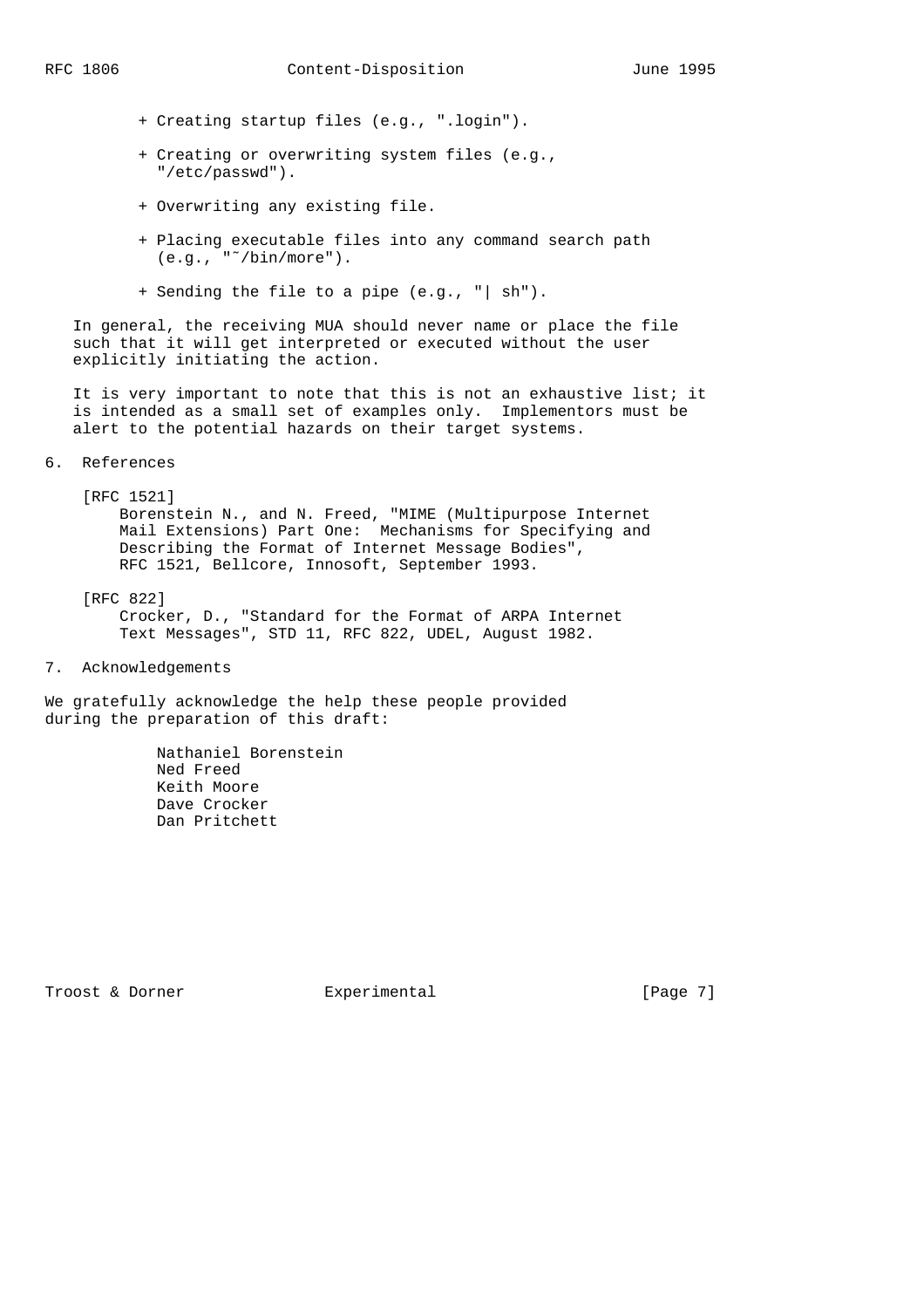- Creating startup files (e.g., ".login").

- Creating or overwriting system files (e.g., "/etc/passwd").

- Overwriting any existing file.

- Placing executable files into any command search path (e.g., "~/bin/more").

- Sending the file to a pipe (e.g., "| sh").

In general, the receiving MUA should never name or place the file such that it will get interpreted or executed without the user explicitly initiating the action.

It is very important to note that this is not an exhaustive list; it is intended as a small set of examples only. Implementors must be alert to the potential hazards on their target systems.

## 6. References

[RFC 1521]
Borenstein N., and N. Freed, "MIME (Multipurpose Internet Mail Extensions) Part One: Mechanisms for Specifying and Describing the Format of Internet Message Bodies", RFC 1521, Bellcore, Innosoft, September 1993.

[RFC 822]
Crocker, D., "Standard for the Format of ARPA Internet Text Messages", STD 11, RFC 822, UDEL, August 1982.

## 7. Acknowledgements

We gratefully acknowledge the help these people provided during the preparation of this draft:

Nathaniel Borenstein
Ned Freed
Keith Moore
Dave Crocker
Dan Pritchett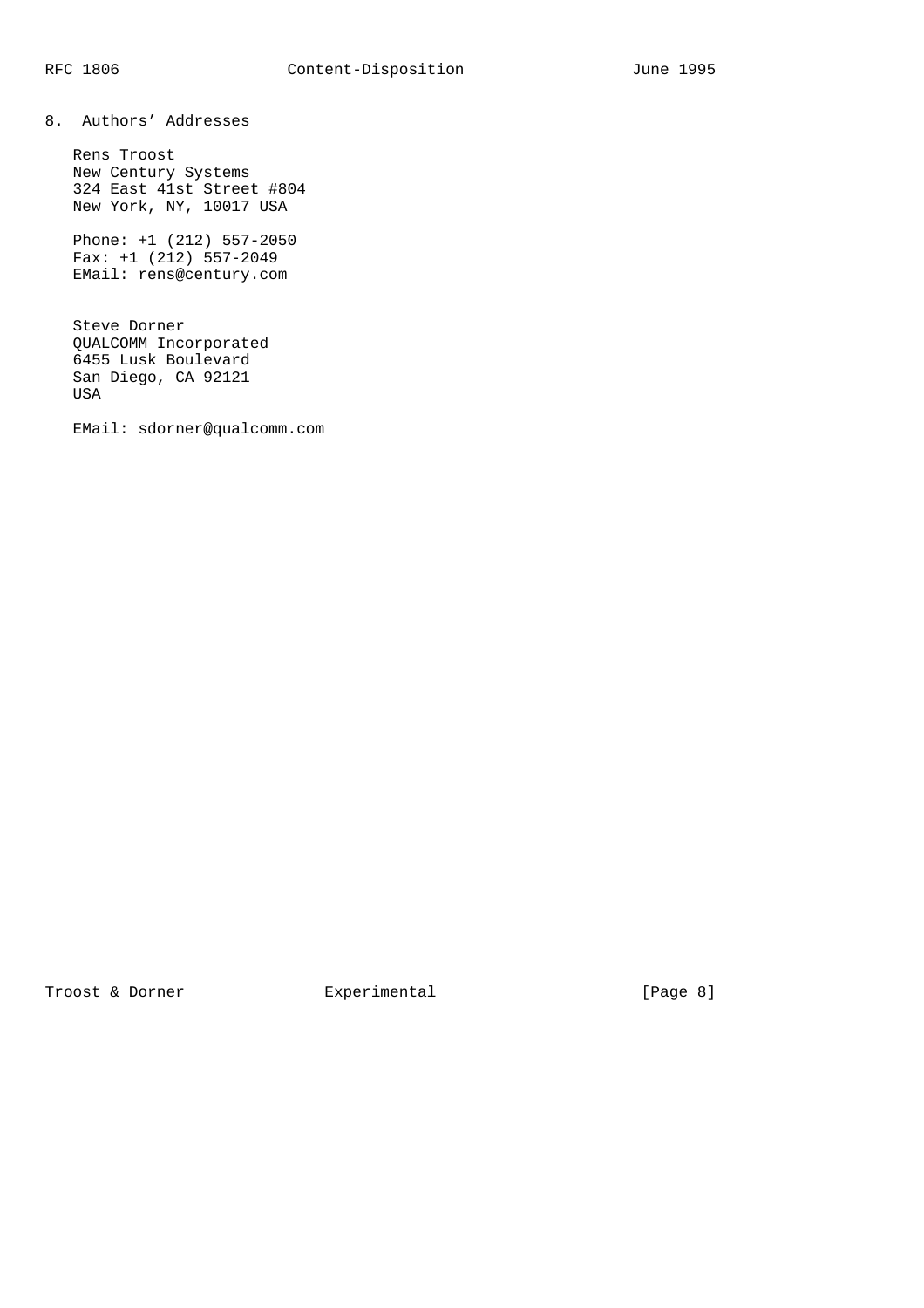## 8. Authors' Addresses

Rens Troost
New Century Systems
324 East 41st Street #804
New York, NY, 10017 USA

Phone: +1 (212) 557-2050
Fax: +1 (212) 557-2049
EMail: rens@century.com

Steve Dorner
QUALCOMM Incorporated
6455 Lusk Boulevard
San Diego, CA 92121
USA

EMail: sdorner@qualcomm.com